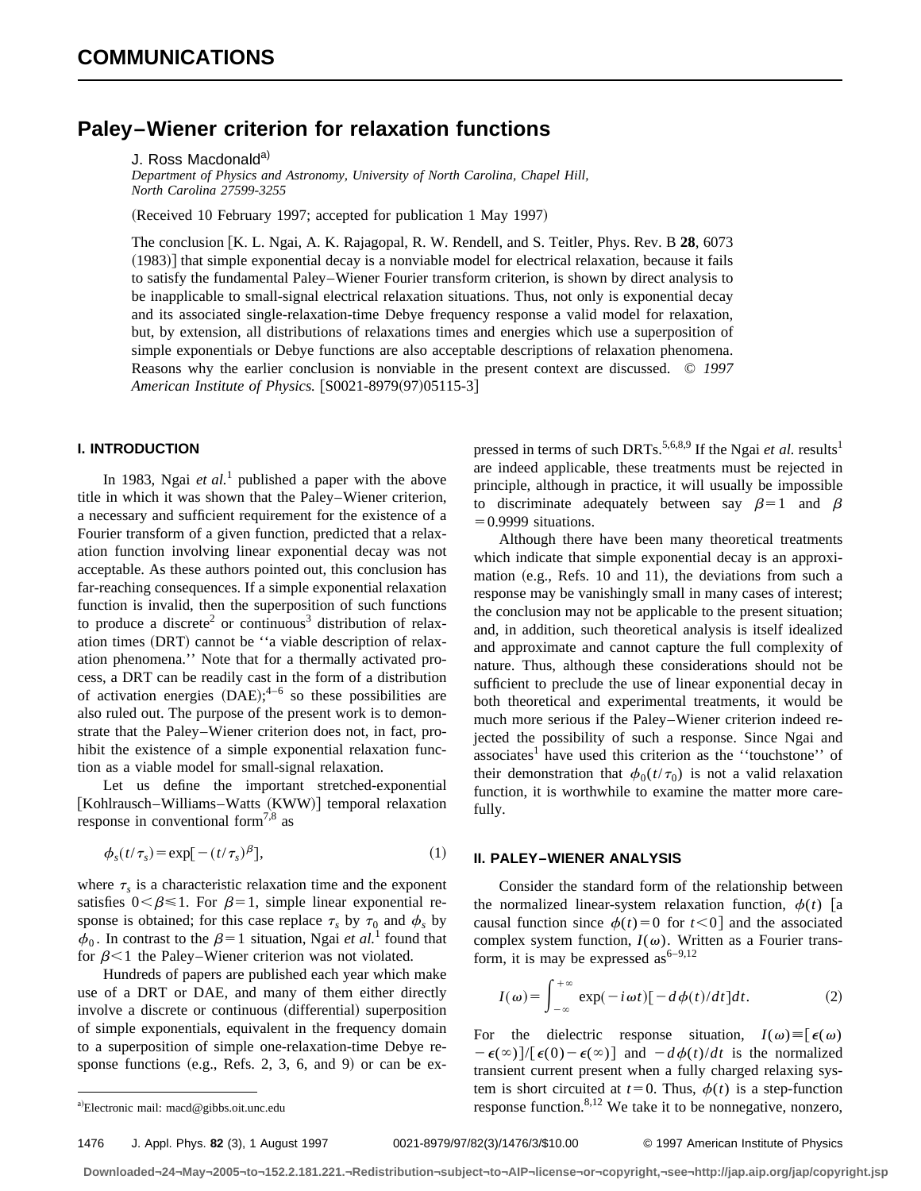COMMUNICATIONS

# Paley–Wiener criterion for relaxation functions

J. Ross Macdonald[a]

*Department of Physics and Astronomy, University of North Carolina, Chapel Hill, North Carolina 27599-3255*

(Received 10 February 1997; accepted for publication 1 May 1997)

The conclusion [K. L. Ngai, A. K. Rajagopal, R. W. Rendell, and S. Teitler, Phys. Rev. B **28**, 6073 (1983)] that simple exponential decay is a nonviable model for electrical relaxation, because it fails to satisfy the fundamental Paley–Wiener Fourier transform criterion, is shown by direct analysis to be inapplicable to small-signal electrical relaxation situations. Thus, not only is exponential decay and its associated single-relaxation-time Debye frequency response a valid model for relaxation, but, by extension, all distributions of relaxations times and energies which use a superposition of simple exponentials or Debye functions are also acceptable descriptions of relaxation phenomena. Reasons why the earlier conclusion is nonviable in the present context are discussed. © *1997 American Institute of Physics.* [S0021-8979(97)05115-3]

## I. INTRODUCTION

In 1983, Ngai *et al.*[1] published a paper with the above title in which it was shown that the Paley–Wiener criterion, a necessary and sufficient requirement for the existence of a Fourier transform of a given function, predicted that a relaxation function involving linear exponential decay was not acceptable. As these authors pointed out, this conclusion has far-reaching consequences. If a simple exponential relaxation function is invalid, then the superposition of such functions to produce a discrete[2] or continuous[3] distribution of relaxation times (DRT) cannot be ''a viable description of relaxation phenomena.'' Note that for a thermally activated process, a DRT can be readily cast in the form of a distribution of activation energies (DAE);[4–6] so these possibilities are also ruled out. The purpose of the present work is to demonstrate that the Paley–Wiener criterion does not, in fact, prohibit the existence of a simple exponential relaxation function as a viable model for small-signal relaxation.

Let us define the important stretched-exponential [Kohlrausch–Williams–Watts (KWW)] temporal relaxation response in conventional form[7,8] as

$$\phi_s(t/\tau_s) = \exp[-(t/\tau_s)^\beta], \tag{1}$$

where $\tau_s$ is a characteristic relaxation time and the exponent satisfies $0<\beta\leqslant 1$. For $\beta=1$, simple linear exponential response is obtained; for this case replace $\tau_s$ by $\tau_0$ and $\phi_s$ by $\phi_0$. In contrast to the $\beta=1$ situation, Ngai *et al.*[1] found that for $\beta<1$ the Paley–Wiener criterion was not violated.

Hundreds of papers are published each year which make use of a DRT or DAE, and many of them either directly involve a discrete or continuous (differential) superposition of simple exponentials, equivalent in the frequency domain to a superposition of simple one-relaxation-time Debye response functions (e.g., Refs. 2, 3, 6, and 9) or can be expressed in terms of such DRTs.[5,6,8,9] If the Ngai *et al.* results[1] are indeed applicable, these treatments must be rejected in principle, although in practice, it will usually be impossible to discriminate adequately between say $\beta=1$ and $\beta=0.9999$ situations.

Although there have been many theoretical treatments which indicate that simple exponential decay is an approximation (e.g., Refs. 10 and 11), the deviations from such a response may be vanishingly small in many cases of interest; the conclusion may not be applicable to the present situation; and, in addition, such theoretical analysis is itself idealized and approximate and cannot capture the full complexity of nature. Thus, although these considerations should not be sufficient to preclude the use of linear exponential decay in both theoretical and experimental treatments, it would be much more serious if the Paley–Wiener criterion indeed rejected the possibility of such a response. Since Ngai and associates[1] have used this criterion as the ''touchstone'' of their demonstration that $\phi_0(t/\tau_0)$ is not a valid relaxation function, it is worthwhile to examine the matter more carefully.

## II. PALEY–WIENER ANALYSIS

Consider the standard form of the relationship between the normalized linear-system relaxation function, $\phi(t)$ [a causal function since $\phi(t)=0$ for $t<0$] and the associated complex system function, $I(\omega)$. Written as a Fourier transform, it is may be expressed as[6–9,12]

$$I(\omega) = \int_{-\infty}^{+\infty} \exp(-i\omega t)[-d\phi(t)/dt]dt. \tag{2}$$

For the dielectric response situation, $I(\omega)\equiv[\epsilon(\omega)-\epsilon(\infty)]/[\epsilon(0)-\epsilon(\infty)]$ and $-d\phi(t)/dt$ is the normalized transient current present when a fully charged relaxing system is short circuited at $t=0$. Thus, $\phi(t)$ is a step-function response function.[8,12] We take it to be nonnegative, nonzero,

[a]Electronic mail: macd@gibbs.oit.unc.edu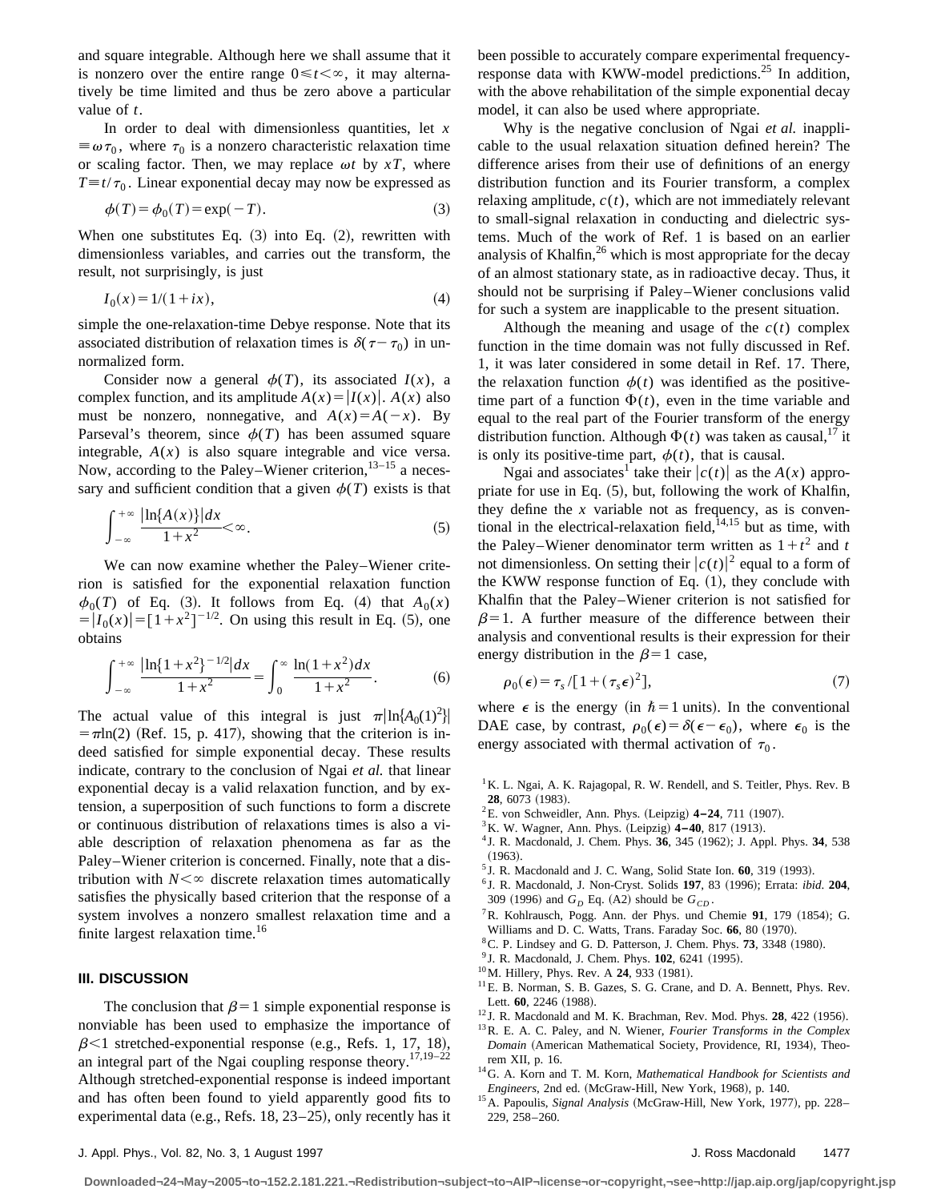and square integrable. Although here we shall assume that it is nonzero over the entire range $0 \leq t < \infty$, it may alternatively be time limited and thus be zero above a particular value of $t$.

In order to deal with dimensionless quantities, let $x \equiv \omega \tau_0$, where $\tau_0$ is a nonzero characteristic relaxation time or scaling factor. Then, we may replace $\omega t$ by $xT$, where $T \equiv t/\tau_0$. Linear exponential decay may now be expressed as

$$\phi(T) = \phi_0(T) = \exp(-T). \tag{3}$$

When one substitutes Eq. (3) into Eq. (2), rewritten with dimensionless variables, and carries out the transform, the result, not surprisingly, is just

$$I_0(x) = 1/(1+ix), \tag{4}$$

simple the one-relaxation-time Debye response. Note that its associated distribution of relaxation times is $\delta(\tau - \tau_0)$ in unnormalized form.

Consider now a general $\phi(T)$, its associated $I(x)$, a complex function, and its amplitude $A(x) = |I(x)|$. $A(x)$ also must be nonzero, nonnegative, and $A(x) = A(-x)$. By Parseval's theorem, since $\phi(T)$ has been assumed square integrable, $A(x)$ is also square integrable and vice versa. Now, according to the Paley–Wiener criterion,[13–15] a necessary and sufficient condition that a given $\phi(T)$ exists is that

$$\int_{-\infty}^{+\infty} \frac{|\ln\{A(x)\}| dx}{1+x^2} < \infty. \tag{5}$$

We can now examine whether the Paley–Wiener criterion is satisfied for the exponential relaxation function $\phi_0(T)$ of Eq. (3). It follows from Eq. (4) that $A_0(x) = |I_0(x)| = [1+x^2]^{-1/2}$. On using this result in Eq. (5), one obtains

$$\int_{-\infty}^{+\infty} \frac{|\ln\{1+x^2\}^{-1/2}| dx}{1+x^2} = \int_0^{\infty} \frac{\ln(1+x^2) dx}{1+x^2}. \tag{6}$$

The actual value of this integral is just $\pi|\ln\{A_0(1)^2\}| = \pi \ln(2)$ (Ref. 15, p. 417), showing that the criterion is indeed satisfied for simple exponential decay. These results indicate, contrary to the conclusion of Ngai *et al.* that linear exponential decay is a valid relaxation function, and by extension, a superposition of such functions to form a discrete or continuous distribution of relaxations times is also a viable description of relaxation phenomena as far as the Paley–Wiener criterion is concerned. Finally, note that a distribution with $N < \infty$ discrete relaxation times automatically satisfies the physically based criterion that the response of a system involves a nonzero smallest relaxation time and a finite largest relaxation time.[16]

### III. DISCUSSION

The conclusion that $\beta = 1$ simple exponential response is nonviable has been used to emphasize the importance of $\beta < 1$ stretched-exponential response (e.g., Refs. 1, 17, 18), an integral part of the Ngai coupling response theory.[17,19–22] Although stretched-exponential response is indeed important and has often been found to yield apparently good fits to experimental data (e.g., Refs. 18, 23–25), only recently has it been possible to accurately compare experimental frequency-response data with KWW-model predictions.[25] In addition, with the above rehabilitation of the simple exponential decay model, it can also be used where appropriate.

Why is the negative conclusion of Ngai *et al.* inapplicable to the usual relaxation situation defined herein? The difference arises from their use of definitions of an energy distribution function and its Fourier transform, a complex relaxing amplitude, $c(t)$, which are not immediately relevant to small-signal relaxation in conducting and dielectric systems. Much of the work of Ref. 1 is based on an earlier analysis of Khalfin,[26] which is most appropriate for the decay of an almost stationary state, as in radioactive decay. Thus, it should not be surprising if Paley–Wiener conclusions valid for such a system are inapplicable to the present situation.

Although the meaning and usage of the $c(t)$ complex function in the time domain was not fully discussed in Ref. 1, it was later considered in some detail in Ref. 17. There, the relaxation function $\phi(t)$ was identified as the positive-time part of a function $\Phi(t)$, even in the time variable and equal to the real part of the Fourier transform of the energy distribution function. Although $\Phi(t)$ was taken as causal,[17] it is only its positive-time part, $\phi(t)$, that is causal.

Ngai and associates[1] take their $|c(t)|$ as the $A(x)$ appropriate for use in Eq. (5), but, following the work of Khalfin, they define the $x$ variable not as frequency, as is conventional in the electrical-relaxation field,[14,15] but as time, with the Paley–Wiener denominator term written as $1+t^2$ and $t$ not dimensionless. On setting their $|c(t)|^2$ equal to a form of the KWW response function of Eq. (1), they conclude with Khalfin that the Paley–Wiener criterion is not satisfied for $\beta = 1$. A further measure of the difference between their analysis and conventional results is their expression for their energy distribution in the $\beta = 1$ case,

$$\rho_0(\epsilon) = \tau_s / [1 + (\tau_s \epsilon)^2], \tag{7}$$

where $\epsilon$ is the energy (in $\hbar = 1$ units). In the conventional DAE case, by contrast, $\rho_0(\epsilon) = \delta(\epsilon - \epsilon_0)$, where $\epsilon_0$ is the energy associated with thermal activation of $\tau_0$.

[1] K. L. Ngai, A. K. Rajagopal, R. W. Rendell, and S. Teitler, Phys. Rev. B **28**, 6073 (1983).
[2] E. von Schweidler, Ann. Phys. (Leipzig) **4–24**, 711 (1907).
[3] K. W. Wagner, Ann. Phys. (Leipzig) **4–40**, 817 (1913).
[4] J. R. Macdonald, J. Chem. Phys. **36**, 345 (1962); J. Appl. Phys. **34**, 538 (1963).
[5] J. R. Macdonald and J. C. Wang, Solid State Ion. **60**, 319 (1993).
[6] J. R. Macdonald, J. Non-Cryst. Solids **197**, 83 (1996); Errata: *ibid.* **204**, 309 (1996) and $G_D$ Eq. (A2) should be $G_{CD}$.
[7] R. Kohlrausch, Pogg. Ann. der Phys. und Chemie **91**, 179 (1854); G. Williams and D. C. Watts, Trans. Faraday Soc. **66**, 80 (1970).
[8] C. P. Lindsey and G. D. Patterson, J. Chem. Phys. **73**, 3348 (1980).
[9] J. R. Macdonald, J. Chem. Phys. **102**, 6241 (1995).
[10] M. Hillery, Phys. Rev. A **24**, 933 (1981).
[11] E. B. Norman, S. B. Gazes, S. G. Crane, and D. A. Bennett, Phys. Rev. Lett. **60**, 2246 (1988).
[12] J. R. Macdonald and M. K. Brachman, Rev. Mod. Phys. **28**, 422 (1956).
[13] R. E. A. C. Paley, and N. Wiener, *Fourier Transforms in the Complex Domain* (American Mathematical Society, Providence, RI, 1934), Theorem XII, p. 16.
[14] G. A. Korn and T. M. Korn, *Mathematical Handbook for Scientists and Engineers*, 2nd ed. (McGraw-Hill, New York, 1968), p. 140.
[15] A. Papoulis, *Signal Analysis* (McGraw-Hill, New York, 1977), pp. 228–229, 258–260.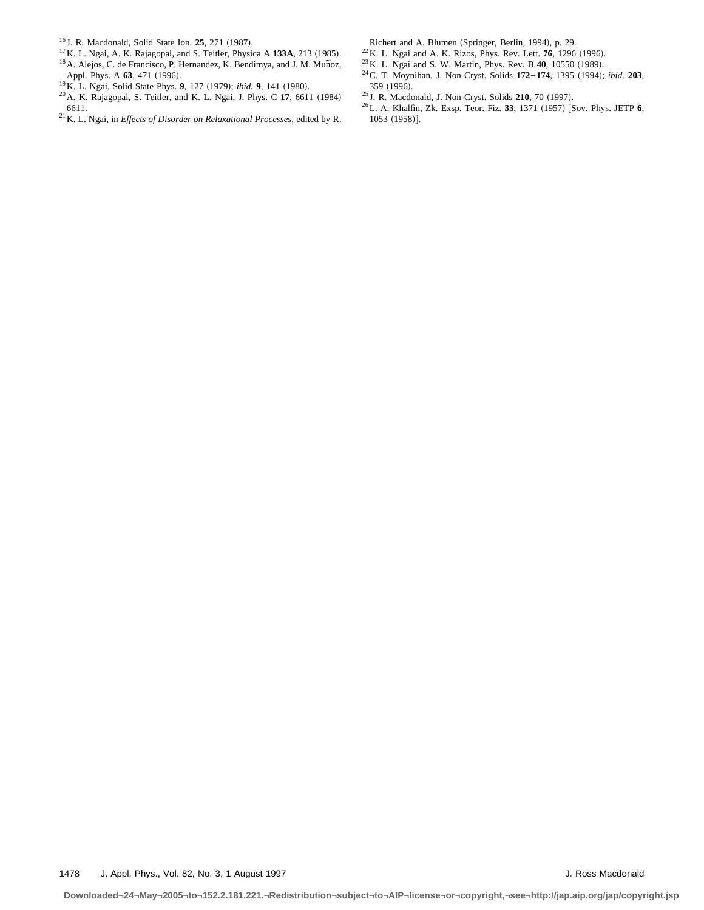[16] J. R. Macdonald, Solid State Ion. **25**, 271 (1987).

[17] K. L. Ngai, A. K. Rajagopal, and S. Teitler, Physica A **133A**, 213 (1985).

[18] A. Alejos, C. de Francisco, P. Hernandez, K. Bendimya, and J. M. Muñoz, Appl. Phys. A **63**, 471 (1996).

[19] K. L. Ngai, Solid State Phys. **9**, 127 (1979); *ibid.* **9**, 141 (1980).

[20] A. K. Rajagopal, S. Teitler, and K. L. Ngai, J. Phys. C **17**, 6611 (1984) 6611.

[21] K. L. Ngai, in *Effects of Disorder on Relaxational Processes*, edited by R. Richert and A. Blumen (Springer, Berlin, 1994), p. 29.

[22] K. L. Ngai and A. K. Rizos, Phys. Rev. Lett. **76**, 1296 (1996).

[23] K. L. Ngai and S. W. Martin, Phys. Rev. B **40**, 10550 (1989).

[24] C. T. Moynihan, J. Non-Cryst. Solids **172–174**, 1395 (1994); *ibid.* **203**, 359 (1996).

[25] J. R. Macdonald, J. Non-Cryst. Solids **210**, 70 (1997).

[26] L. A. Khalfin, Zk. Exsp. Teor. Fiz. **33**, 1371 (1957) [Sov. Phys. JETP **6**, 1053 (1958)].